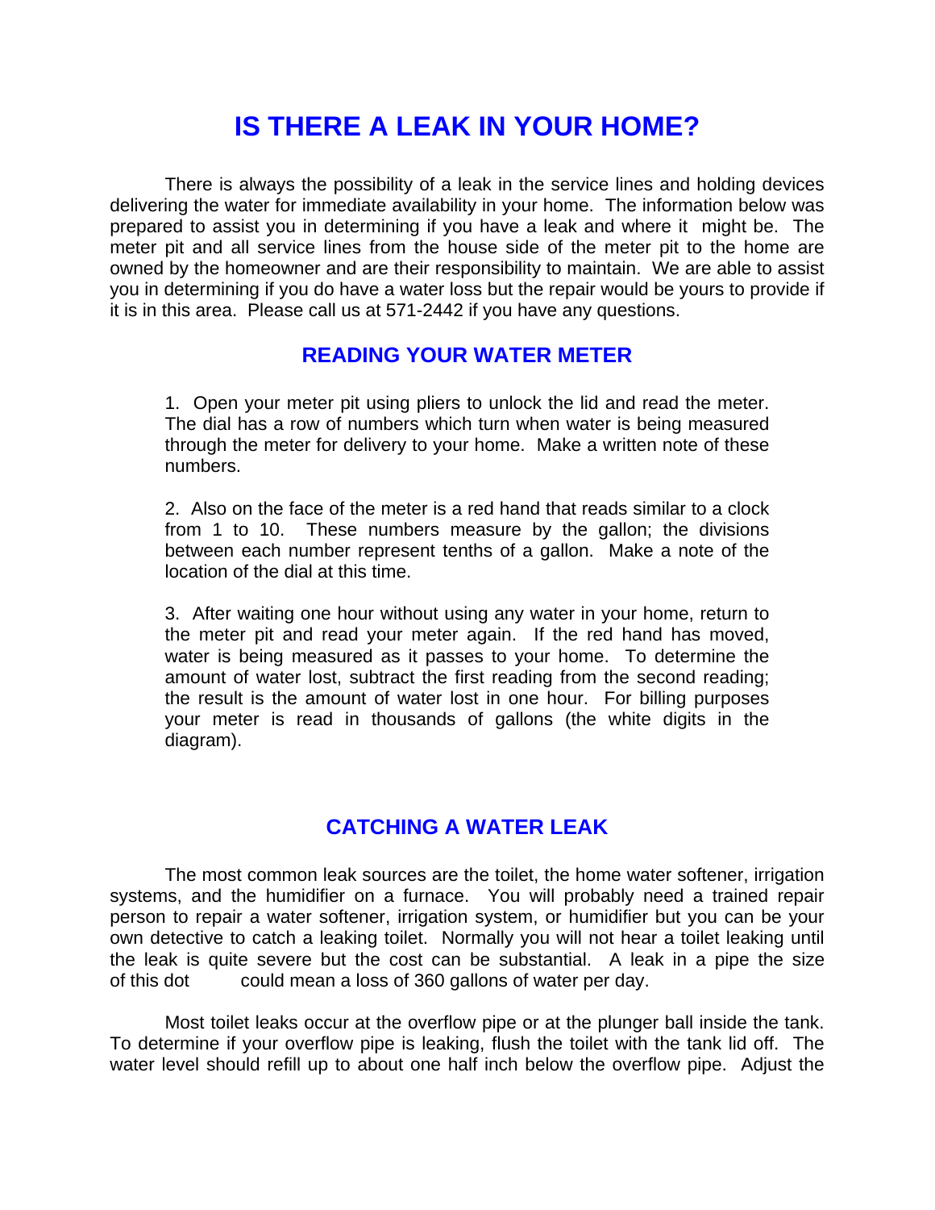# IS THERE A LEAK IN YOUR HOME?

There is always the possibility of a leak in the service lines and holding devices delivering the water for immediate availability in your home. The information below was prepared to assist you in determining if you have a leak and where it might be. The meter pit and all service lines from the house side of the meter pit to the home are owned by the homeowner and are their responsibility to maintain. We are able to assist you in determining if you do have a water loss but the repair would be yours to provide if it is in this area. Please call us at 571-2442 if you have any questions.

## READING YOUR WATER METER

1. Open your meter pit using pliers to unlock the lid and read the meter. The dial has a row of numbers which turn when water is being measured through the meter for delivery to your home. Make a written note of these numbers.

2. Also on the face of the meter is a red hand that reads similar to a clock from 1 to 10. These numbers measure by the gallon; the divisions between each number represent tenths of a gallon. Make a note of the location of the dial at this time.

3. After waiting one hour without using any water in your home, return to the meter pit and read your meter again. If the red hand has moved, water is being measured as it passes to your home. To determine the amount of water lost, subtract the first reading from the second reading; the result is the amount of water lost in one hour. For billing purposes your meter is read in thousands of gallons (the white digits in the diagram).

## CATCHING A WATER LEAK

The most common leak sources are the toilet, the home water softener, irrigation systems, and the humidifier on a furnace. You will probably need a trained repair person to repair a water softener, irrigation system, or humidifier but you can be your own detective to catch a leaking toilet. Normally you will not hear a toilet leaking until the leak is quite severe but the cost can be substantial. A leak in a pipe the size of this dot could mean a loss of 360 gallons of water per day.

Most toilet leaks occur at the overflow pipe or at the plunger ball inside the tank. To determine if your overflow pipe is leaking, flush the toilet with the tank lid off. The water level should refill up to about one half inch below the overflow pipe. Adjust the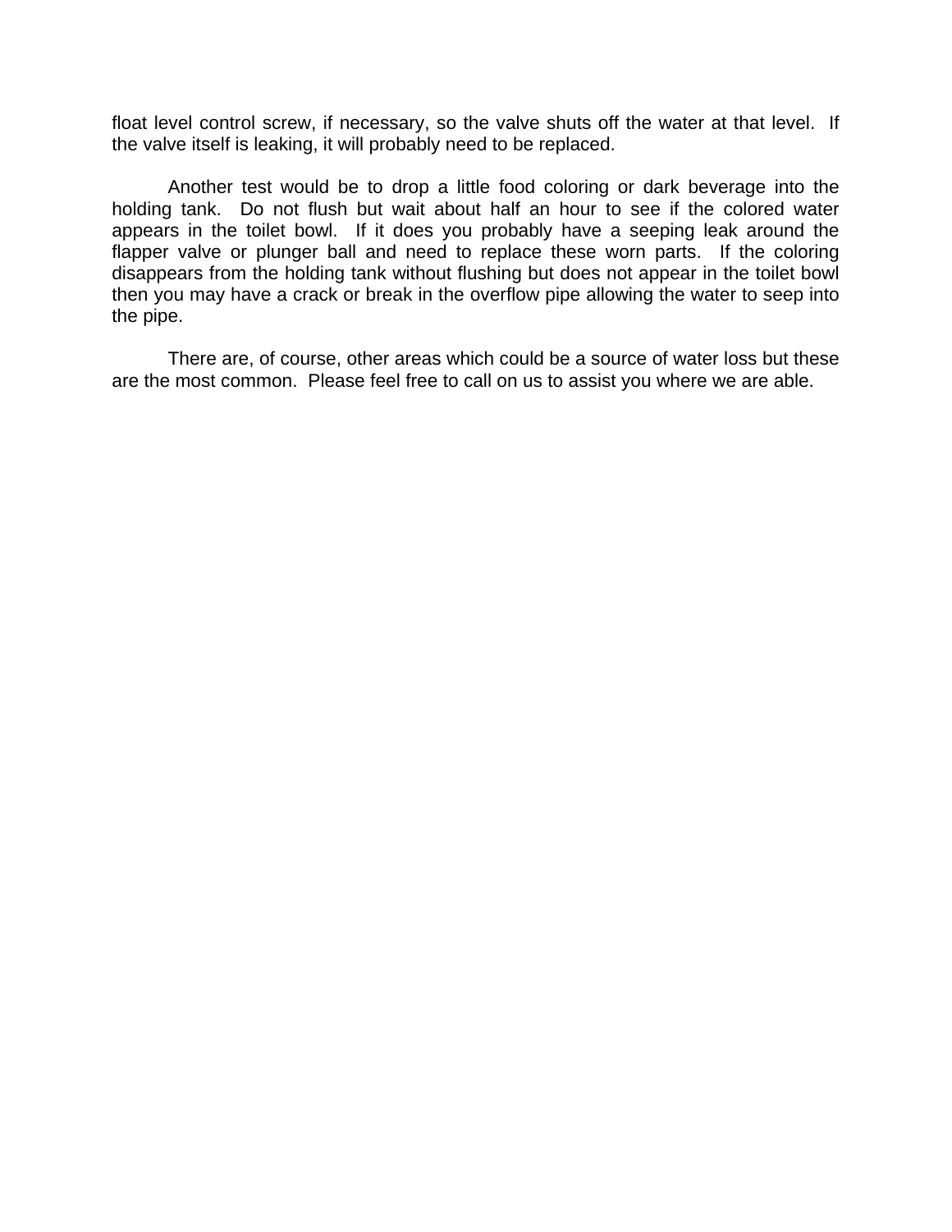float level control screw, if necessary, so the valve shuts off the water at that level. If the valve itself is leaking, it will probably need to be replaced.

Another test would be to drop a little food coloring or dark beverage into the holding tank. Do not flush but wait about half an hour to see if the colored water appears in the toilet bowl. If it does you probably have a seeping leak around the flapper valve or plunger ball and need to replace these worn parts. If the coloring disappears from the holding tank without flushing but does not appear in the toilet bowl then you may have a crack or break in the overflow pipe allowing the water to seep into the pipe.

There are, of course, other areas which could be a source of water loss but these are the most common. Please feel free to call on us to assist you where we are able.